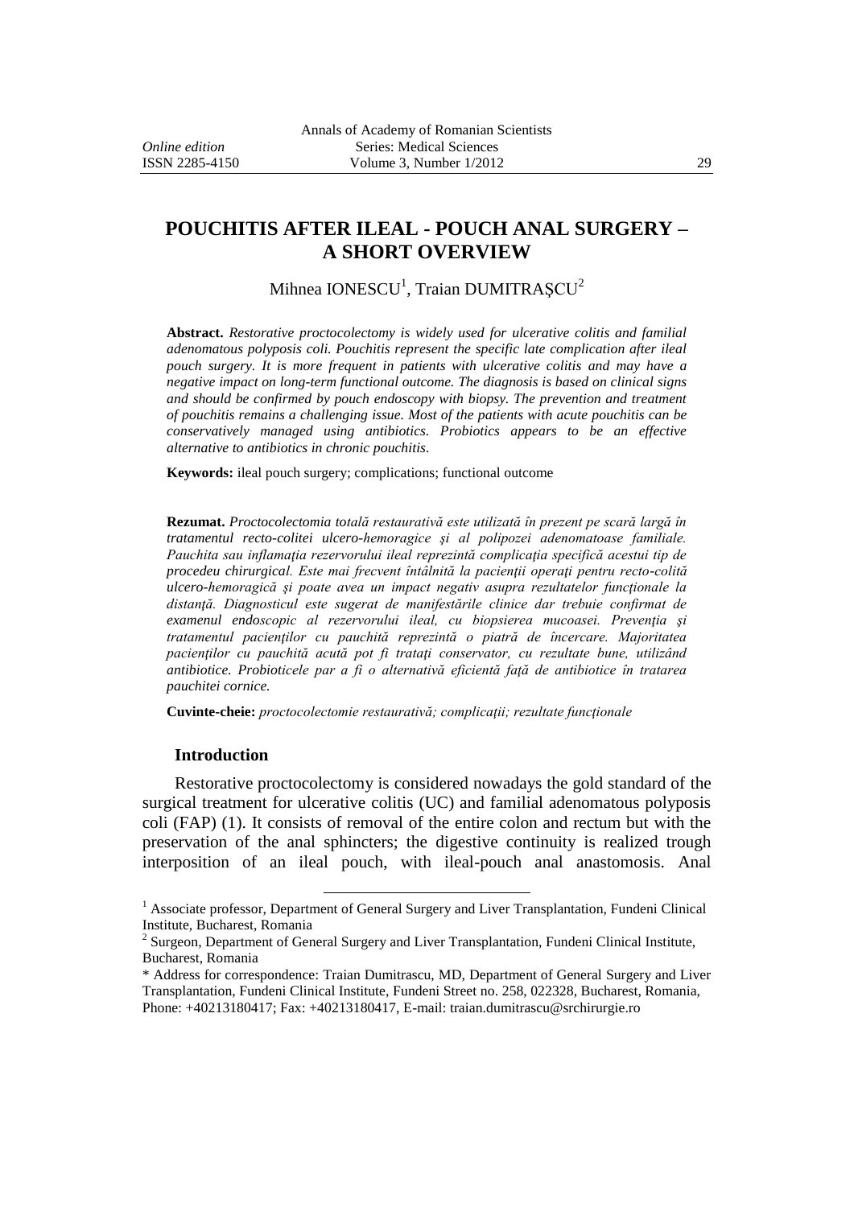# POUCHITIS AFTER ILEAL - POUCH ANAL SURGERY – A SHORT OVERVIEW

Mihnea IONESCU[1], Traian DUMITRAȘCU[2]

**Abstract.** *Restorative proctocolectomy is widely used for ulcerative colitis and familial adenomatous polyposis coli. Pouchitis represent the specific late complication after ileal pouch surgery. It is more frequent in patients with ulcerative colitis and may have a negative impact on long-term functional outcome. The diagnosis is based on clinical signs and should be confirmed by pouch endoscopy with biopsy. The prevention and treatment of pouchitis remains a challenging issue. Most of the patients with acute pouchitis can be conservatively managed using antibiotics. Probiotics appears to be an effective alternative to antibiotics in chronic pouchitis.*

**Keywords:** ileal pouch surgery; complications; functional outcome

**Rezumat.** *Proctocolectomia totală restaurativă este utilizată în prezent pe scară largă în tratamentul recto-colitei ulcero-hemoragice şi al polipozei adenomatoase familiale. Pauchita sau inflamaţia rezervorului ileal reprezintă complicaţia specifică acestui tip de procedeu chirurgical. Este mai frecvent întâlnită la pacienţii operaţi pentru recto-colită ulcero-hemoragică şi poate avea un impact negativ asupra rezultatelor funcţionale la distanţă. Diagnosticul este sugerat de manifestările clinice dar trebuie confirmat de examenul endoscopic al rezervorului ileal, cu biopsierea mucoasei. Prevenţia şi tratamentul pacienţilor cu pauchită reprezintă o piatră de încercare. Majoritatea pacienţilor cu pauchită acută pot fi trataţi conservator, cu rezultate bune, utilizând antibiotice. Probioticele par a fi o alternativă eficientă faţă de antibiotice în tratarea pauchitei cornice.*

**Cuvinte-cheie:** *proctocolectomie restaurativă; complicaţii; rezultate funcţionale*

## Introduction

Restorative proctocolectomy is considered nowadays the gold standard of the surgical treatment for ulcerative colitis (UC) and familial adenomatous polyposis coli (FAP) (1). It consists of removal of the entire colon and rectum but with the preservation of the anal sphincters; the digestive continuity is realized trough interposition of an ileal pouch, with ileal-pouch anal anastomosis. Anal

---

[1] Associate professor, Department of General Surgery and Liver Transplantation, Fundeni Clinical Institute, Bucharest, Romania

[2] Surgeon, Department of General Surgery and Liver Transplantation, Fundeni Clinical Institute, Bucharest, Romania

\* Address for correspondence: Traian Dumitrascu, MD, Department of General Surgery and Liver Transplantation, Fundeni Clinical Institute, Fundeni Street no. 258, 022328, Bucharest, Romania, Phone: +40213180417; Fax: +40213180417, E-mail: traian.dumitrascu@srchirurgie.ro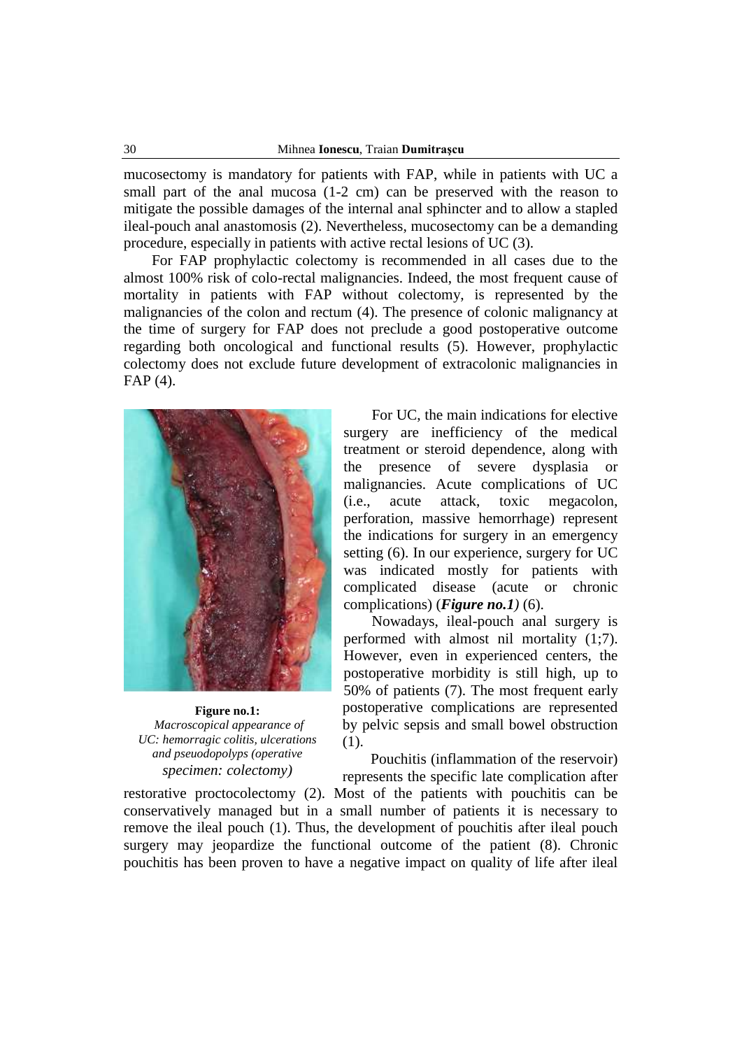mucosectomy is mandatory for patients with FAP, while in patients with UC a small part of the anal mucosa (1-2 cm) can be preserved with the reason to mitigate the possible damages of the internal anal sphincter and to allow a stapled ileal-pouch anal anastomosis (2). Nevertheless, mucosectomy can be a demanding procedure, especially in patients with active rectal lesions of UC (3).

For FAP prophylactic colectomy is recommended in all cases due to the almost 100% risk of colo-rectal malignancies. Indeed, the most frequent cause of mortality in patients with FAP without colectomy, is represented by the malignancies of the colon and rectum (4). The presence of colonic malignancy at the time of surgery for FAP does not preclude a good postoperative outcome regarding both oncological and functional results (5). However, prophylactic colectomy does not exclude future development of extracolonic malignancies in FAP (4).

**Figure no.1:** *Macroscopical appearance of UC: hemorragic colitis, ulcerations and pseuodopolyps (operative specimen: colectomy)*

For UC, the main indications for elective surgery are inefficiency of the medical treatment or steroid dependence, along with the presence of severe dysplasia or malignancies. Acute complications of UC (i.e., acute attack, toxic megacolon, perforation, massive hemorrhage) represent the indications for surgery in an emergency setting (6). In our experience, surgery for UC was indicated mostly for patients with complicated disease (acute or chronic complications) (***Figure no.1***) (6).

Nowadays, ileal-pouch anal surgery is performed with almost nil mortality (1;7). However, even in experienced centers, the postoperative morbidity is still high, up to 50% of patients (7). The most frequent early postoperative complications are represented by pelvic sepsis and small bowel obstruction (1).

Pouchitis (inflammation of the reservoir) represents the specific late complication after restorative proctocolectomy (2). Most of the patients with pouchitis can be conservatively managed but in a small number of patients it is necessary to remove the ileal pouch (1). Thus, the development of pouchitis after ileal pouch surgery may jeopardize the functional outcome of the patient (8). Chronic pouchitis has been proven to have a negative impact on quality of life after ileal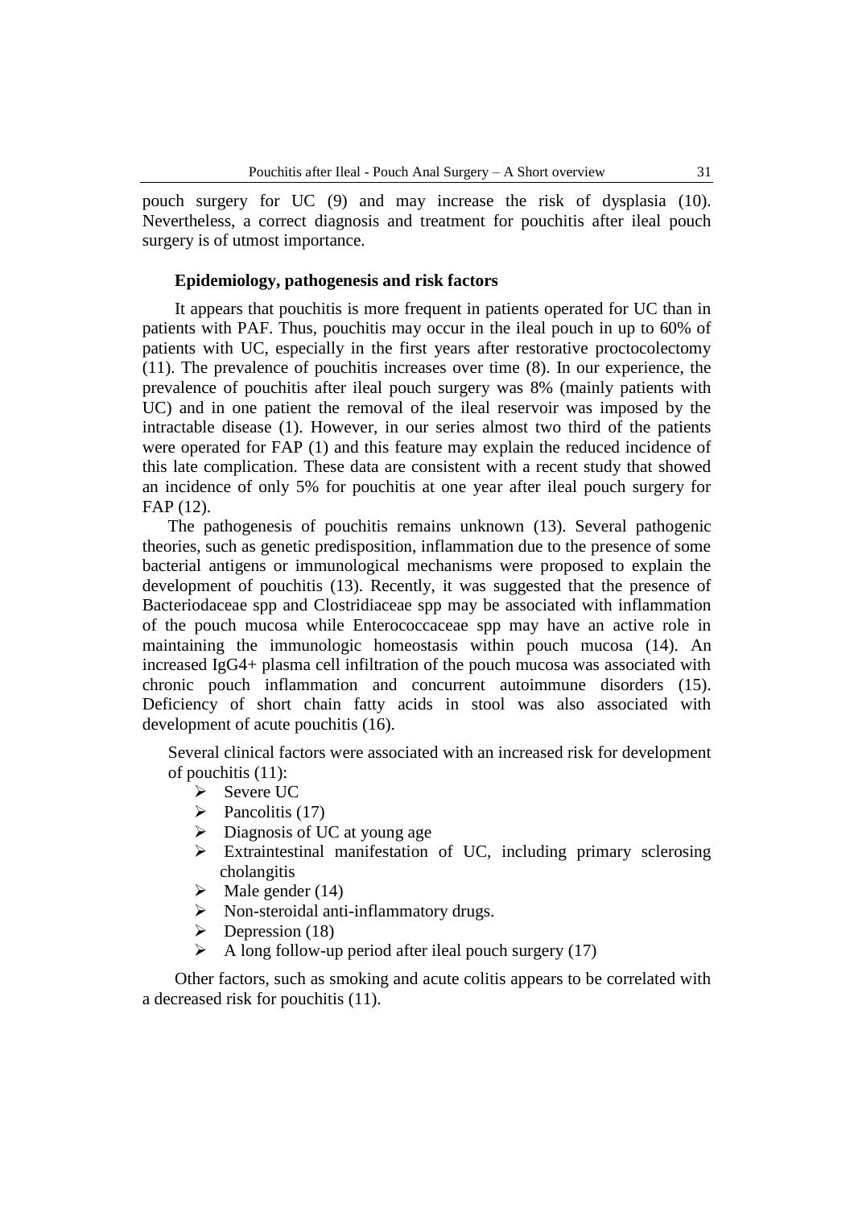pouch surgery for UC (9) and may increase the risk of dysplasia (10). Nevertheless, a correct diagnosis and treatment for pouchitis after ileal pouch surgery is of utmost importance.

**Epidemiology, pathogenesis and risk factors**

It appears that pouchitis is more frequent in patients operated for UC than in patients with PAF. Thus, pouchitis may occur in the ileal pouch in up to 60% of patients with UC, especially in the first years after restorative proctocolectomy (11). The prevalence of pouchitis increases over time (8). In our experience, the prevalence of pouchitis after ileal pouch surgery was 8% (mainly patients with UC) and in one patient the removal of the ileal reservoir was imposed by the intractable disease (1). However, in our series almost two third of the patients were operated for FAP (1) and this feature may explain the reduced incidence of this late complication. These data are consistent with a recent study that showed an incidence of only 5% for pouchitis at one year after ileal pouch surgery for FAP (12).

The pathogenesis of pouchitis remains unknown (13). Several pathogenic theories, such as genetic predisposition, inflammation due to the presence of some bacterial antigens or immunological mechanisms were proposed to explain the development of pouchitis (13). Recently, it was suggested that the presence of Bacteriodaceae spp and Clostridiaceae spp may be associated with inflammation of the pouch mucosa while Enterococcaceae spp may have an active role in maintaining the immunologic homeostasis within pouch mucosa (14). An increased IgG4+ plasma cell infiltration of the pouch mucosa was associated with chronic pouch inflammation and concurrent autoimmune disorders (15). Deficiency of short chain fatty acids in stool was also associated with development of acute pouchitis (16).

Several clinical factors were associated with an increased risk for development of pouchitis (11):

- Severe UC
- Pancolitis (17)
- Diagnosis of UC at young age
- Extraintestinal manifestation of UC, including primary sclerosing cholangitis
- Male gender (14)
- Non-steroidal anti-inflammatory drugs.
- Depression (18)
- A long follow-up period after ileal pouch surgery (17)

Other factors, such as smoking and acute colitis appears to be correlated with a decreased risk for pouchitis (11).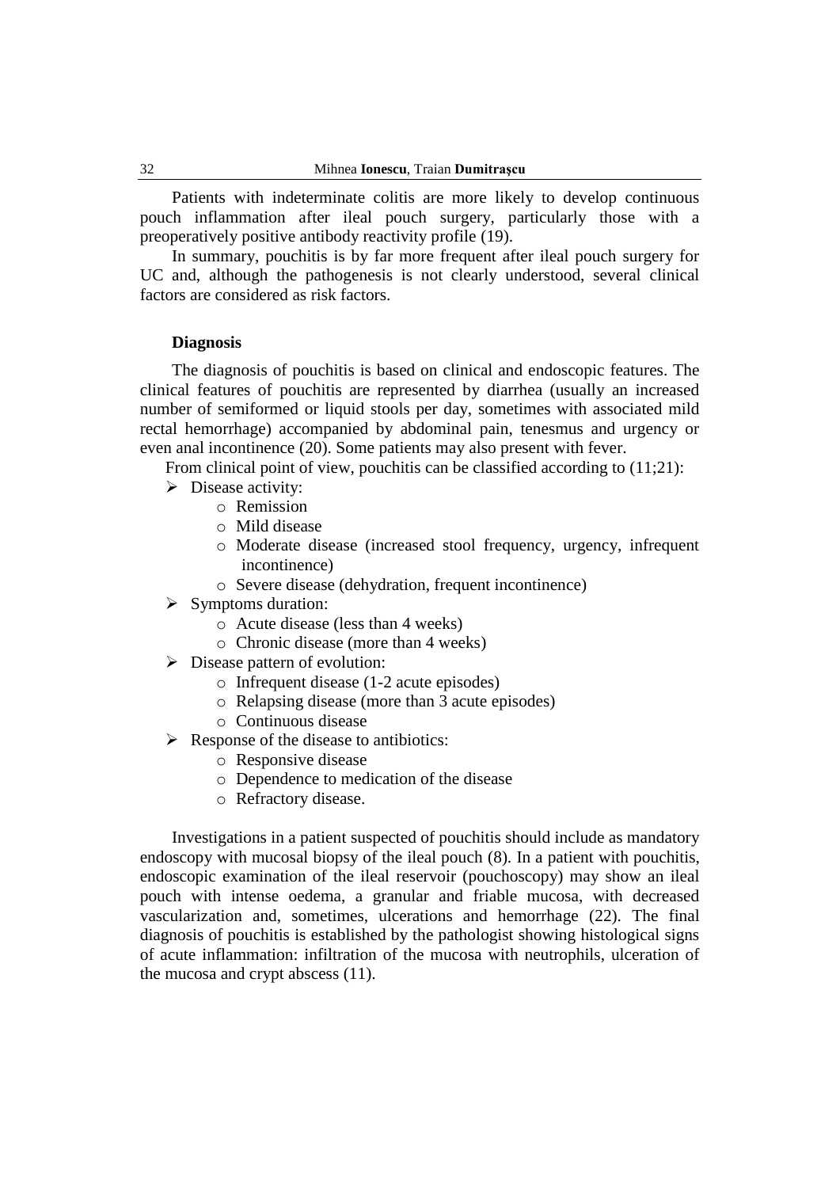Patients with indeterminate colitis are more likely to develop continuous pouch inflammation after ileal pouch surgery, particularly those with a preoperatively positive antibody reactivity profile (19).

In summary, pouchitis is by far more frequent after ileal pouch surgery for UC and, although the pathogenesis is not clearly understood, several clinical factors are considered as risk factors.

**Diagnosis**

The diagnosis of pouchitis is based on clinical and endoscopic features. The clinical features of pouchitis are represented by diarrhea (usually an increased number of semiformed or liquid stools per day, sometimes with associated mild rectal hemorrhage) accompanied by abdominal pain, tenesmus and urgency or even anal incontinence (20). Some patients may also present with fever.

From clinical point of view, pouchitis can be classified according to (11;21):

- Disease activity:
  - Remission
  - Mild disease
  - Moderate disease (increased stool frequency, urgency, infrequent incontinence)
  - Severe disease (dehydration, frequent incontinence)
- Symptoms duration:
  - Acute disease (less than 4 weeks)
  - Chronic disease (more than 4 weeks)
- Disease pattern of evolution:
  - Infrequent disease (1-2 acute episodes)
  - Relapsing disease (more than 3 acute episodes)
  - Continuous disease
- Response of the disease to antibiotics:
  - Responsive disease
  - Dependence to medication of the disease
  - Refractory disease.

Investigations in a patient suspected of pouchitis should include as mandatory endoscopy with mucosal biopsy of the ileal pouch (8). In a patient with pouchitis, endoscopic examination of the ileal reservoir (pouchoscopy) may show an ileal pouch with intense oedema, a granular and friable mucosa, with decreased vascularization and, sometimes, ulcerations and hemorrhage (22). The final diagnosis of pouchitis is established by the pathologist showing histological signs of acute inflammation: infiltration of the mucosa with neutrophils, ulceration of the mucosa and crypt abscess (11).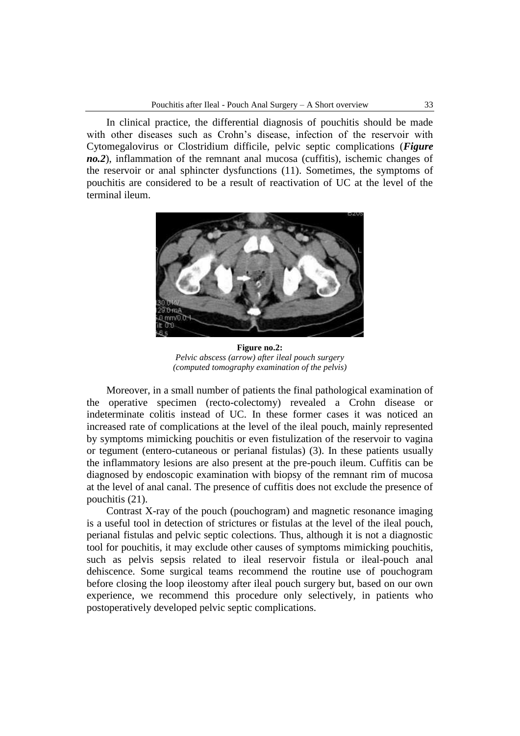In clinical practice, the differential diagnosis of pouchitis should be made with other diseases such as Crohn's disease, infection of the reservoir with Cytomegalovirus or Clostridium difficile, pelvic septic complications (***Figure no.2***), inflammation of the remnant anal mucosa (cuffitis), ischemic changes of the reservoir or anal sphincter dysfunctions (11). Sometimes, the symptoms of pouchitis are considered to be a result of reactivation of UC at the level of the terminal ileum.

**Figure no.2:**
*Pelvic abscess (arrow) after ileal pouch surgery (computed tomography examination of the pelvis)*

Moreover, in a small number of patients the final pathological examination of the operative specimen (recto-colectomy) revealed a Crohn disease or indeterminate colitis instead of UC. In these former cases it was noticed an increased rate of complications at the level of the ileal pouch, mainly represented by symptoms mimicking pouchitis or even fistulization of the reservoir to vagina or tegument (entero-cutaneous or perianal fistulas) (3). In these patients usually the inflammatory lesions are also present at the pre-pouch ileum. Cuffitis can be diagnosed by endoscopic examination with biopsy of the remnant rim of mucosa at the level of anal canal. The presence of cuffitis does not exclude the presence of pouchitis (21).

Contrast X-ray of the pouch (pouchogram) and magnetic resonance imaging is a useful tool in detection of strictures or fistulas at the level of the ileal pouch, perianal fistulas and pelvic septic colections. Thus, although it is not a diagnostic tool for pouchitis, it may exclude other causes of symptoms mimicking pouchitis, such as pelvis sepsis related to ileal reservoir fistula or ileal-pouch anal dehiscence. Some surgical teams recommend the routine use of pouchogram before closing the loop ileostomy after ileal pouch surgery but, based on our own experience, we recommend this procedure only selectively, in patients who postoperatively developed pelvic septic complications.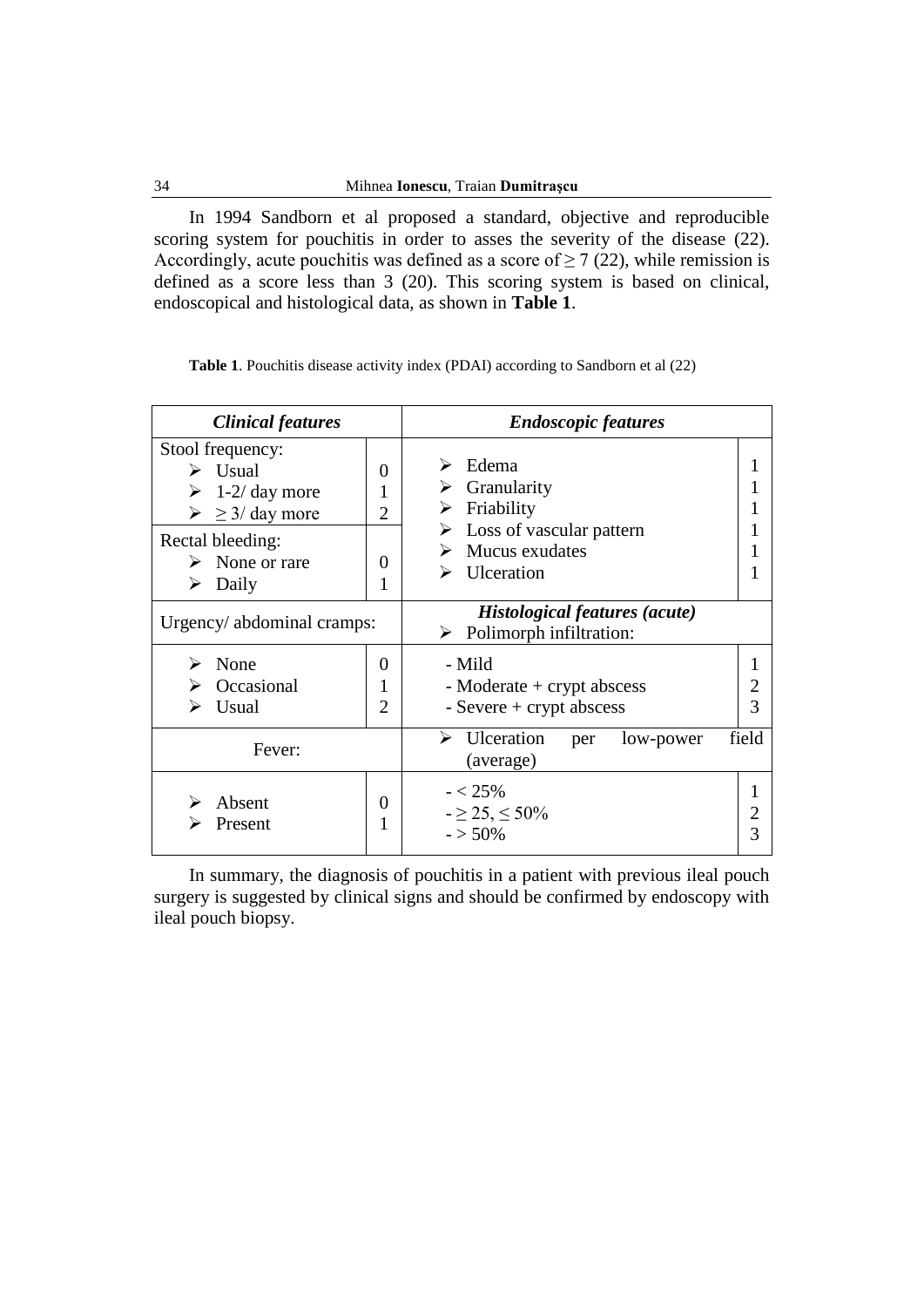In 1994 Sandborn et al proposed a standard, objective and reproducible scoring system for pouchitis in order to asses the severity of the disease (22). Accordingly, acute pouchitis was defined as a score of ≥ 7 (22), while remission is defined as a score less than 3 (20). This scoring system is based on clinical, endoscopical and histological data, as shown in **Table 1**.

**Table 1**. Pouchitis disease activity index (PDAI) according to Sandborn et al (22)

| ***Clinical features*** | | ***Endoscopic features*** | |
|---|---|---|---|
| Stool frequency:<br>➢ Usual<br>➢ 1-2/ day more<br>➢ ≥ 3/ day more | <br>0<br>1<br>2 | ➢ Edema<br>➢ Granularity<br>➢ Friability<br>➢ Loss of vascular pattern<br>➢ Mucus exudates<br>➢ Ulceration | 1<br>1<br>1<br>1<br>1<br>1 |
| Rectal bleeding:<br>➢ None or rare<br>➢ Daily | <br>0<br>1 | | |
| Urgency/ abdominal cramps: | | ***Histological features (acute)***<br>➢ Polimorph infiltration: | |
| ➢ None<br>➢ Occasional<br>➢ Usual | 0<br>1<br>2 | - Mild<br>- Moderate + crypt abscess<br>- Severe + crypt abscess | 1<br>2<br>3 |
| Fever: | | ➢ Ulceration per low-power field (average) | |
| ➢ Absent<br>➢ Present | 0<br>1 | - < 25%<br>- ≥ 25, ≤ 50%<br>- > 50% | 1<br>2<br>3 |

In summary, the diagnosis of pouchitis in a patient with previous ileal pouch surgery is suggested by clinical signs and should be confirmed by endoscopy with ileal pouch biopsy.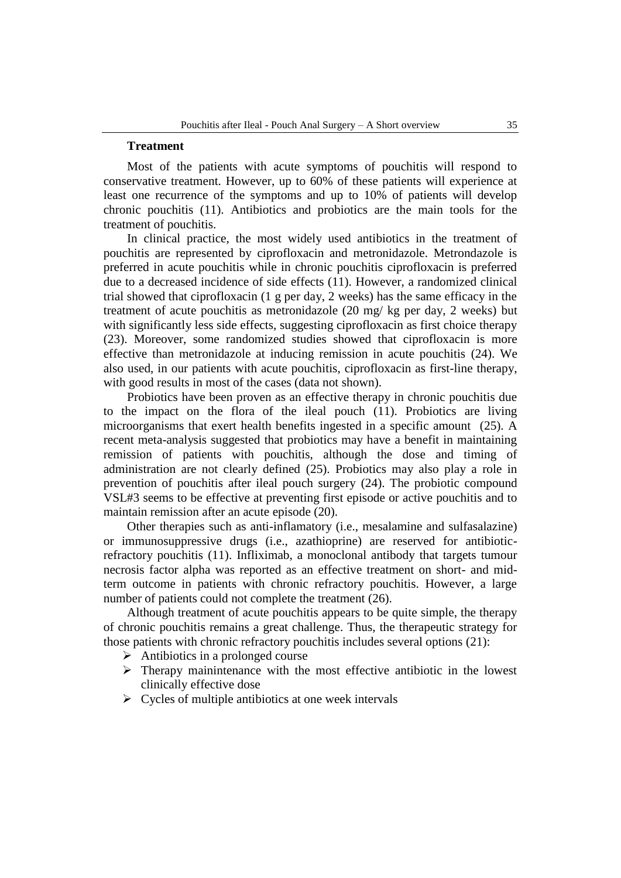## Treatment

Most of the patients with acute symptoms of pouchitis will respond to conservative treatment. However, up to 60% of these patients will experience at least one recurrence of the symptoms and up to 10% of patients will develop chronic pouchitis (11). Antibiotics and probiotics are the main tools for the treatment of pouchitis.

In clinical practice, the most widely used antibiotics in the treatment of pouchitis are represented by ciprofloxacin and metronidazole. Metrondazole is preferred in acute pouchitis while in chronic pouchitis ciprofloxacin is preferred due to a decreased incidence of side effects (11). However, a randomized clinical trial showed that ciprofloxacin (1 g per day, 2 weeks) has the same efficacy in the treatment of acute pouchitis as metronidazole (20 mg/ kg per day, 2 weeks) but with significantly less side effects, suggesting ciprofloxacin as first choice therapy (23). Moreover, some randomized studies showed that ciprofloxacin is more effective than metronidazole at inducing remission in acute pouchitis (24). We also used, in our patients with acute pouchitis, ciprofloxacin as first-line therapy, with good results in most of the cases (data not shown).

Probiotics have been proven as an effective therapy in chronic pouchitis due to the impact on the flora of the ileal pouch (11). Probiotics are living microorganisms that exert health benefits ingested in a specific amount (25). A recent meta-analysis suggested that probiotics may have a benefit in maintaining remission of patients with pouchitis, although the dose and timing of administration are not clearly defined (25). Probiotics may also play a role in prevention of pouchitis after ileal pouch surgery (24). The probiotic compound VSL#3 seems to be effective at preventing first episode or active pouchitis and to maintain remission after an acute episode (20).

Other therapies such as anti-inflamatory (i.e., mesalamine and sulfasalazine) or immunosuppressive drugs (i.e., azathioprine) are reserved for antibiotic-refractory pouchitis (11). Infliximab, a monoclonal antibody that targets tumour necrosis factor alpha was reported as an effective treatment on short- and mid-term outcome in patients with chronic refractory pouchitis. However, a large number of patients could not complete the treatment (26).

Although treatment of acute pouchitis appears to be quite simple, the therapy of chronic pouchitis remains a great challenge. Thus, the therapeutic strategy for those patients with chronic refractory pouchitis includes several options (21):

- Antibiotics in a prolonged course
- Therapy mainintenance with the most effective antibiotic in the lowest clinically effective dose
- Cycles of multiple antibiotics at one week intervals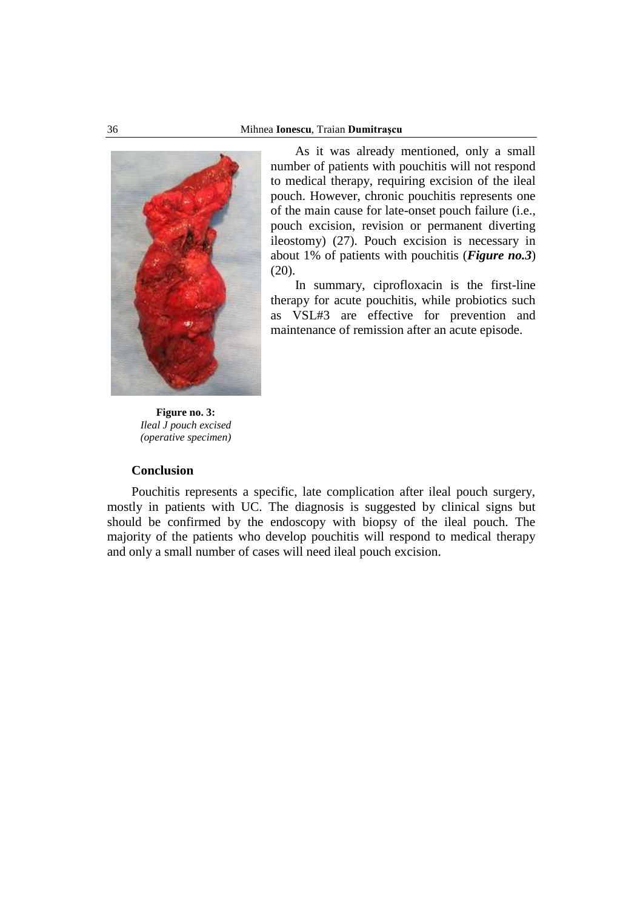As it was already mentioned, only a small number of patients with pouchitis will not respond to medical therapy, requiring excision of the ileal pouch. However, chronic pouchitis represents one of the main cause for late-onset pouch failure (i.e., pouch excision, revision or permanent diverting ileostomy) (27). Pouch excision is necessary in about 1% of patients with pouchitis (***Figure no.3***) (20).

In summary, ciprofloxacin is the first-line therapy for acute pouchitis, while probiotics such as VSL#3 are effective for prevention and maintenance of remission after an acute episode.

**Figure no. 3:**
*Ileal J pouch excised (operative specimen)*

### Conclusion

Pouchitis represents a specific, late complication after ileal pouch surgery, mostly in patients with UC. The diagnosis is suggested by clinical signs but should be confirmed by the endoscopy with biopsy of the ileal pouch. The majority of the patients who develop pouchitis will respond to medical therapy and only a small number of cases will need ileal pouch excision.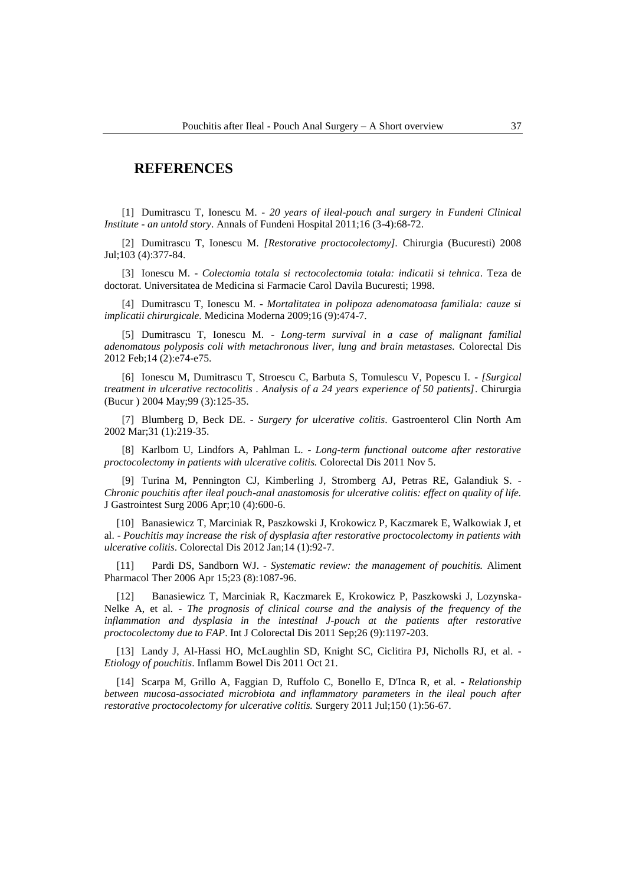## REFERENCES

[1] Dumitrascu T, Ionescu M. - *20 years of ileal-pouch anal surgery in Fundeni Clinical Institute - an untold story*. Annals of Fundeni Hospital 2011;16 (3-4):68-72.

[2] Dumitrascu T, Ionescu M. *[Restorative proctocolectomy]*. Chirurgia (Bucuresti) 2008 Jul;103 (4):377-84.

[3] Ionescu M. - *Colectomia totala si rectocolectomia totala: indicatii si tehnica*. Teza de doctorat. Universitatea de Medicina si Farmacie Carol Davila Bucuresti; 1998.

[4] Dumitrascu T, Ionescu M. - *Mortalitatea in polipoza adenomatoasa familiala: cauze si implicatii chirurgicale.* Medicina Moderna 2009;16 (9):474-7.

[5] Dumitrascu T, Ionescu M. - *Long-term survival in a case of malignant familial adenomatous polyposis coli with metachronous liver, lung and brain metastases.* Colorectal Dis 2012 Feb;14 (2):e74-e75.

[6] Ionescu M, Dumitrascu T, Stroescu C, Barbuta S, Tomulescu V, Popescu I. - *[Surgical treatment in ulcerative rectocolitis . Analysis of a 24 years experience of 50 patients]*. Chirurgia (Bucur ) 2004 May;99 (3):125-35.

[7] Blumberg D, Beck DE. - *Surgery for ulcerative colitis*. Gastroenterol Clin North Am 2002 Mar;31 (1):219-35.

[8] Karlbom U, Lindfors A, Pahlman L. - *Long-term functional outcome after restorative proctocolectomy in patients with ulcerative colitis.* Colorectal Dis 2011 Nov 5.

[9] Turina M, Pennington CJ, Kimberling J, Stromberg AJ, Petras RE, Galandiuk S. - *Chronic pouchitis after ileal pouch-anal anastomosis for ulcerative colitis: effect on quality of life.* J Gastrointest Surg 2006 Apr;10 (4):600-6.

[10] Banasiewicz T, Marciniak R, Paszkowski J, Krokowicz P, Kaczmarek E, Walkowiak J, et al. - *Pouchitis may increase the risk of dysplasia after restorative proctocolectomy in patients with ulcerative colitis*. Colorectal Dis 2012 Jan;14 (1):92-7.

[11] Pardi DS, Sandborn WJ. - *Systematic review: the management of pouchitis.* Aliment Pharmacol Ther 2006 Apr 15;23 (8):1087-96.

[12] Banasiewicz T, Marciniak R, Kaczmarek E, Krokowicz P, Paszkowski J, Lozynska-Nelke A, et al. - *The prognosis of clinical course and the analysis of the frequency of the inflammation and dysplasia in the intestinal J-pouch at the patients after restorative proctocolectomy due to FAP*. Int J Colorectal Dis 2011 Sep;26 (9):1197-203.

[13] Landy J, Al-Hassi HO, McLaughlin SD, Knight SC, Ciclitira PJ, Nicholls RJ, et al. - *Etiology of pouchitis*. Inflamm Bowel Dis 2011 Oct 21.

[14] Scarpa M, Grillo A, Faggian D, Ruffolo C, Bonello E, D'Inca R, et al. - *Relationship between mucosa-associated microbiota and inflammatory parameters in the ileal pouch after restorative proctocolectomy for ulcerative colitis.* Surgery 2011 Jul;150 (1):56-67.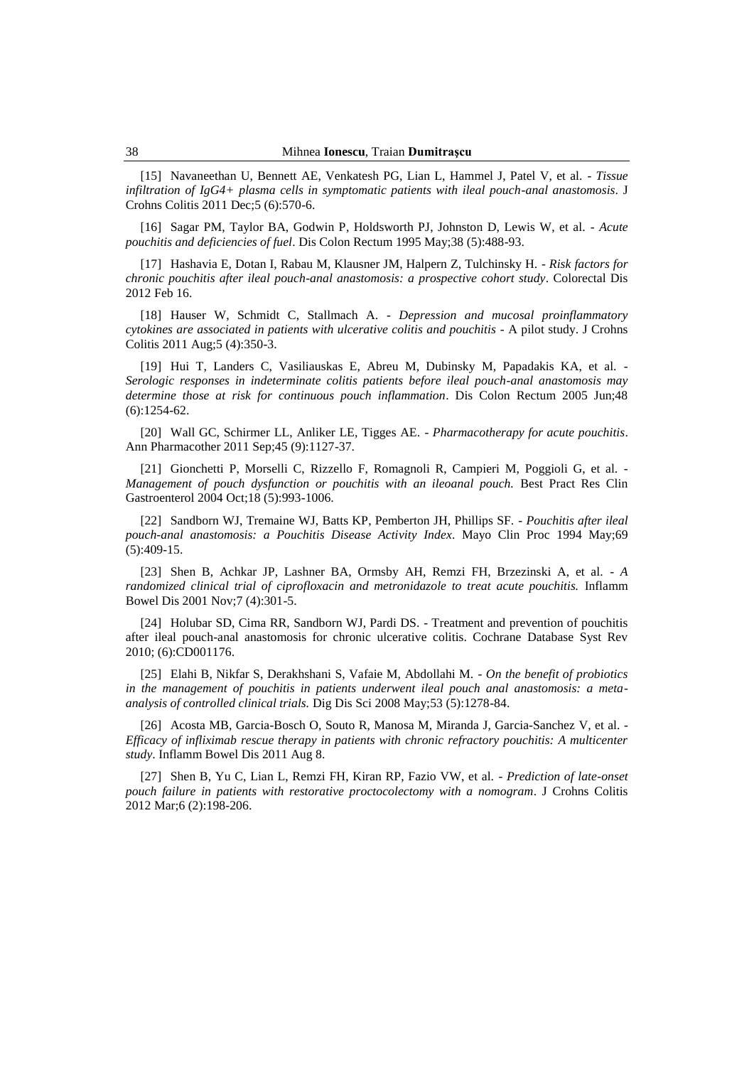[15] Navaneethan U, Bennett AE, Venkatesh PG, Lian L, Hammel J, Patel V, et al. - *Tissue infiltration of IgG4+ plasma cells in symptomatic patients with ileal pouch-anal anastomosis*. J Crohns Colitis 2011 Dec;5 (6):570-6.

[16] Sagar PM, Taylor BA, Godwin P, Holdsworth PJ, Johnston D, Lewis W, et al. - *Acute pouchitis and deficiencies of fuel*. Dis Colon Rectum 1995 May;38 (5):488-93.

[17] Hashavia E, Dotan I, Rabau M, Klausner JM, Halpern Z, Tulchinsky H. - *Risk factors for chronic pouchitis after ileal pouch-anal anastomosis: a prospective cohort study*. Colorectal Dis 2012 Feb 16.

[18] Hauser W, Schmidt C, Stallmach A. - *Depression and mucosal proinflammatory cytokines are associated in patients with ulcerative colitis and pouchitis* - A pilot study. J Crohns Colitis 2011 Aug;5 (4):350-3.

[19] Hui T, Landers C, Vasiliauskas E, Abreu M, Dubinsky M, Papadakis KA, et al. - *Serologic responses in indeterminate colitis patients before ileal pouch-anal anastomosis may determine those at risk for continuous pouch inflammation*. Dis Colon Rectum 2005 Jun;48 (6):1254-62.

[20] Wall GC, Schirmer LL, Anliker LE, Tigges AE. - *Pharmacotherapy for acute pouchitis*. Ann Pharmacother 2011 Sep;45 (9):1127-37.

[21] Gionchetti P, Morselli C, Rizzello F, Romagnoli R, Campieri M, Poggioli G, et al. - *Management of pouch dysfunction or pouchitis with an ileoanal pouch.* Best Pract Res Clin Gastroenterol 2004 Oct;18 (5):993-1006.

[22] Sandborn WJ, Tremaine WJ, Batts KP, Pemberton JH, Phillips SF. - *Pouchitis after ileal pouch-anal anastomosis: a Pouchitis Disease Activity Index*. Mayo Clin Proc 1994 May;69 (5):409-15.

[23] Shen B, Achkar JP, Lashner BA, Ormsby AH, Remzi FH, Brzezinski A, et al. - *A randomized clinical trial of ciprofloxacin and metronidazole to treat acute pouchitis.* Inflamm Bowel Dis 2001 Nov;7 (4):301-5.

[24] Holubar SD, Cima RR, Sandborn WJ, Pardi DS. - Treatment and prevention of pouchitis after ileal pouch-anal anastomosis for chronic ulcerative colitis. Cochrane Database Syst Rev 2010; (6):CD001176.

[25] Elahi B, Nikfar S, Derakhshani S, Vafaie M, Abdollahi M. - *On the benefit of probiotics in the management of pouchitis in patients underwent ileal pouch anal anastomosis: a meta-analysis of controlled clinical trials.* Dig Dis Sci 2008 May;53 (5):1278-84.

[26] Acosta MB, Garcia-Bosch O, Souto R, Manosa M, Miranda J, Garcia-Sanchez V, et al. - *Efficacy of infliximab rescue therapy in patients with chronic refractory pouchitis: A multicenter study*. Inflamm Bowel Dis 2011 Aug 8.

[27] Shen B, Yu C, Lian L, Remzi FH, Kiran RP, Fazio VW, et al. - *Prediction of late-onset pouch failure in patients with restorative proctocolectomy with a nomogram*. J Crohns Colitis 2012 Mar;6 (2):198-206.